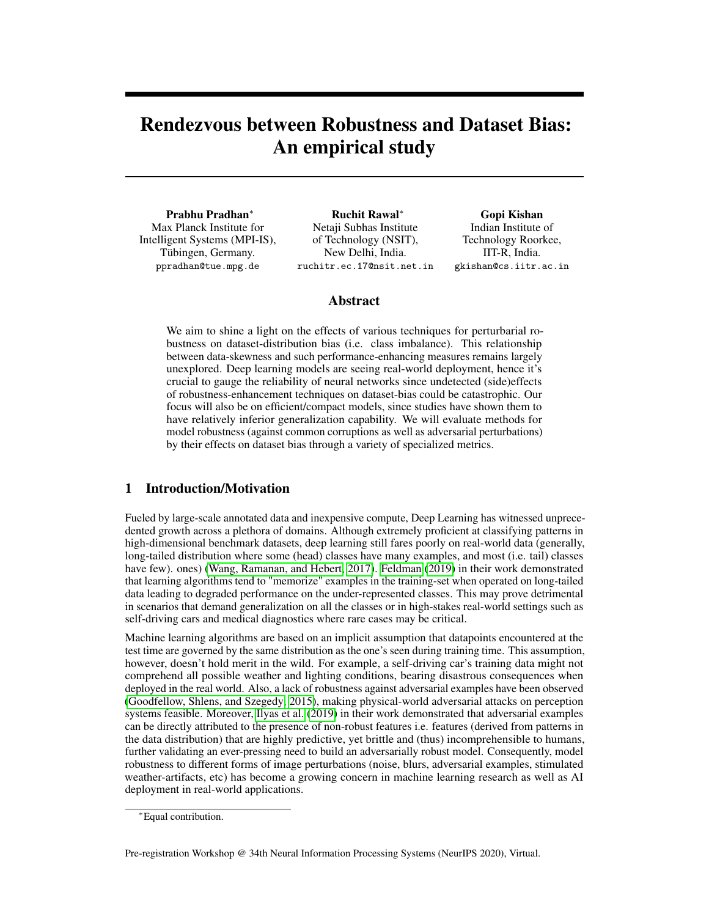# Rendezvous between Robustness and Dataset Bias: An empirical study

**Prabhu Pradhan**[*]
Max Planck Institute for Intelligent Systems (MPI-IS), Tübingen, Germany.
`ppradhan@tue.mpg.de`

**Ruchit Rawal**[*]
Netaji Subhas Institute of Technology (NSIT), New Delhi, India.
`ruchitr.ec.17@nsit.net.in`

**Gopi Kishan**
Indian Institute of Technology Roorkee, IIT-R, India.
`gkishan@cs.iitr.ac.in`

## Abstract

We aim to shine a light on the effects of various techniques for perturbarial robustness on dataset-distribution bias (i.e. class imbalance). This relationship between data-skewness and such performance-enhancing measures remains largely unexplored. Deep learning models are seeing real-world deployment, hence it's crucial to gauge the reliability of neural networks since undetected (side)effects of robustness-enhancement techniques on dataset-bias could be catastrophic. Our focus will also be on efficient/compact models, since studies have shown them to have relatively inferior generalization capability. We will evaluate methods for model robustness (against common corruptions as well as adversarial perturbations) by their effects on dataset bias through a variety of specialized metrics.

## 1 Introduction/Motivation

Fueled by large-scale annotated data and inexpensive compute, Deep Learning has witnessed unprecedented growth across a plethora of domains. Although extremely proficient at classifying patterns in high-dimensional benchmark datasets, deep learning still fares poorly on real-world data (generally, long-tailed distribution where some (head) classes have many examples, and most (i.e. tail) classes have few). ones) (Wang, Ramanan, and Hebert, 2017). Feldman (2019) in their work demonstrated that learning algorithms tend to "memorize" examples in the training-set when operated on long-tailed data leading to degraded performance on the under-represented classes. This may prove detrimental in scenarios that demand generalization on all the classes or in high-stakes real-world settings such as self-driving cars and medical diagnostics where rare cases may be critical.

Machine learning algorithms are based on an implicit assumption that datapoints encountered at the test time are governed by the same distribution as the one's seen during training time. This assumption, however, doesn't hold merit in the wild. For example, a self-driving car's training data might not comprehend all possible weather and lighting conditions, bearing disastrous consequences when deployed in the real world. Also, a lack of robustness against adversarial examples have been observed (Goodfellow, Shlens, and Szegedy, 2015), making physical-world adversarial attacks on perception systems feasible. Moreover, Ilyas et al. (2019) in their work demonstrated that adversarial examples can be directly attributed to the presence of non-robust features i.e. features (derived from patterns in the data distribution) that are highly predictive, yet brittle and (thus) incomprehensible to humans, further validating an ever-pressing need to build an adversarially robust model. Consequently, model robustness to different forms of image perturbations (noise, blurs, adversarial examples, stimulated weather-artifacts, etc) has become a growing concern in machine learning research as well as AI deployment in real-world applications.

[*]Equal contribution.

Pre-registration Workshop @ 34th Neural Information Processing Systems (NeurIPS 2020), Virtual.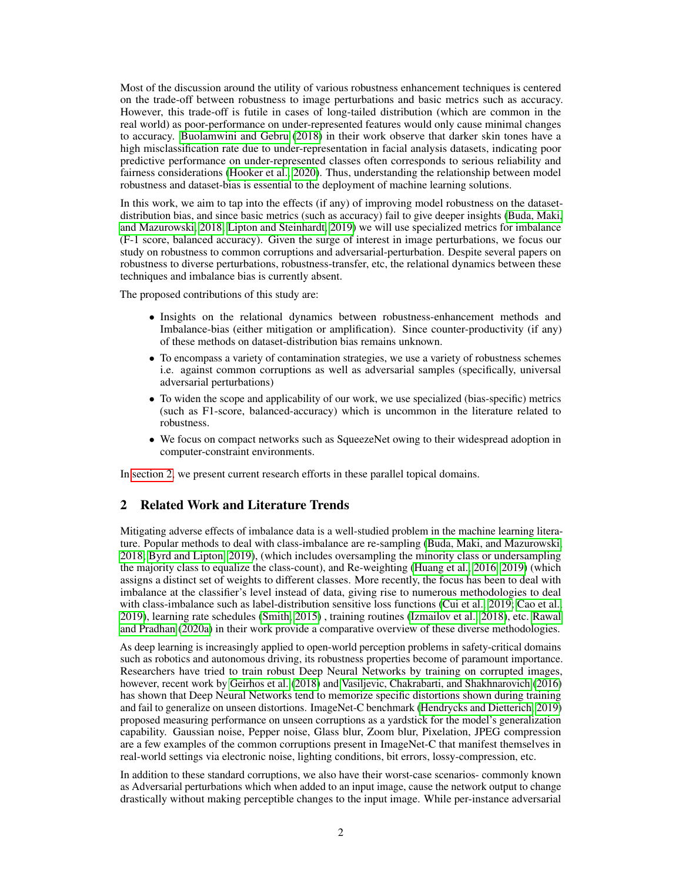Most of the discussion around the utility of various robustness enhancement techniques is centered on the trade-off between robustness to image perturbations and basic metrics such as accuracy. However, this trade-off is futile in cases of long-tailed distribution (which are common in the real world) as poor-performance on under-represented features would only cause minimal changes to accuracy. Buolamwini and Gebru (2018) in their work observe that darker skin tones have a high misclassification rate due to under-representation in facial analysis datasets, indicating poor predictive performance on under-represented classes often corresponds to serious reliability and fairness considerations (Hooker et al., 2020). Thus, understanding the relationship between model robustness and dataset-bias is essential to the deployment of machine learning solutions.

In this work, we aim to tap into the effects (if any) of improving model robustness on the dataset-distribution bias, and since basic metrics (such as accuracy) fail to give deeper insights (Buda, Maki, and Mazurowski, 2018; Lipton and Steinhardt, 2019) we will use specialized metrics for imbalance (F-1 score, balanced accuracy). Given the surge of interest in image perturbations, we focus our study on robustness to common corruptions and adversarial-perturbation. Despite several papers on robustness to diverse perturbations, robustness-transfer, etc, the relational dynamics between these techniques and imbalance bias is currently absent.

The proposed contributions of this study are:

- Insights on the relational dynamics between robustness-enhancement methods and Imbalance-bias (either mitigation or amplification). Since counter-productivity (if any) of these methods on dataset-distribution bias remains unknown.
- To encompass a variety of contamination strategies, we use a variety of robustness schemes i.e. against common corruptions as well as adversarial samples (specifically, universal adversarial perturbations)
- To widen the scope and applicability of our work, we use specialized (bias-specific) metrics (such as F1-score, balanced-accuracy) which is uncommon in the literature related to robustness.
- We focus on compact networks such as SqueezeNet owing to their widespread adoption in computer-constraint environments.

In section 2, we present current research efforts in these parallel topical domains.

## 2 Related Work and Literature Trends

Mitigating adverse effects of imbalance data is a well-studied problem in the machine learning literature. Popular methods to deal with class-imbalance are re-sampling (Buda, Maki, and Mazurowski, 2018; Byrd and Lipton, 2019), (which includes oversampling the minority class or undersampling the majority class to equalize the class-count), and Re-weighting (Huang et al., 2016, 2019) (which assigns a distinct set of weights to different classes. More recently, the focus has been to deal with imbalance at the classifier's level instead of data, giving rise to numerous methodologies to deal with class-imbalance such as label-distribution sensitive loss functions (Cui et al., 2019; Cao et al., 2019), learning rate schedules (Smith, 2015) , training routines (Izmailov et al., 2018), etc. Rawal and Pradhan (2020a) in their work provide a comparative overview of these diverse methodologies.

As deep learning is increasingly applied to open-world perception problems in safety-critical domains such as robotics and autonomous driving, its robustness properties become of paramount importance. Researchers have tried to train robust Deep Neural Networks by training on corrupted images, however, recent work by Geirhos et al. (2018) and Vasiljevic, Chakrabarti, and Shakhnarovich (2016) has shown that Deep Neural Networks tend to memorize specific distortions shown during training and fail to generalize on unseen distortions. ImageNet-C benchmark (Hendrycks and Dietterich, 2019) proposed measuring performance on unseen corruptions as a yardstick for the model's generalization capability. Gaussian noise, Pepper noise, Glass blur, Zoom blur, Pixelation, JPEG compression are a few examples of the common corruptions present in ImageNet-C that manifest themselves in real-world settings via electronic noise, lighting conditions, bit errors, lossy-compression, etc.

In addition to these standard corruptions, we also have their worst-case scenarios- commonly known as Adversarial perturbations which when added to an input image, cause the network output to change drastically without making perceptible changes to the input image. While per-instance adversarial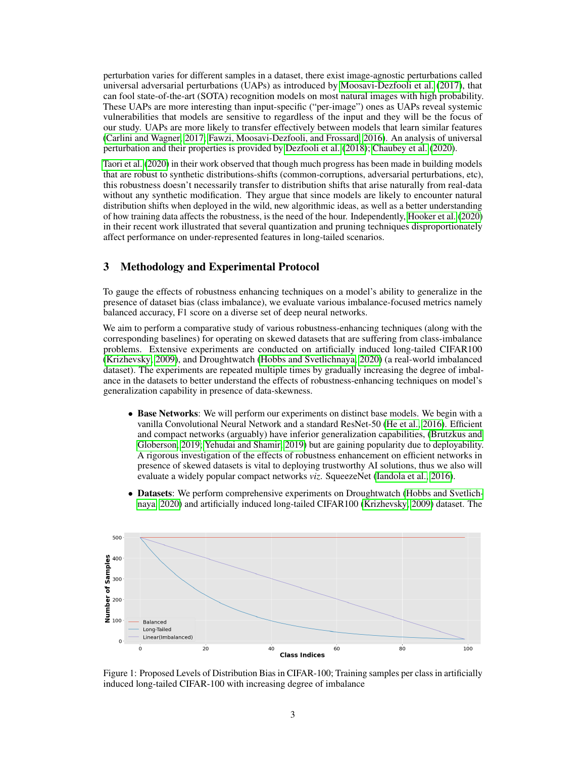perturbation varies for different samples in a dataset, there exist image-agnostic perturbations called universal adversarial perturbations (UAPs) as introduced by Moosavi-Dezfooli et al. (2017), that can fool state-of-the-art (SOTA) recognition models on most natural images with high probability. These UAPs are more interesting than input-specific ("per-image") ones as UAPs reveal systemic vulnerabilities that models are sensitive to regardless of the input and they will be the focus of our study. UAPs are more likely to transfer effectively between models that learn similar features (Carlini and Wagner, 2017; Fawzi, Moosavi-Dezfooli, and Frossard, 2016). An analysis of universal perturbation and their properties is provided by Dezfooli et al. (2018); Chaubey et al. (2020).

Taori et al. (2020) in their work observed that though much progress has been made in building models that are robust to synthetic distributions-shifts (common-corruptions, adversarial perturbations, etc), this robustness doesn't necessarily transfer to distribution shifts that arise naturally from real-data without any synthetic modification. They argue that since models are likely to encounter natural distribution shifts when deployed in the wild, new algorithmic ideas, as well as a better understanding of how training data affects the robustness, is the need of the hour. Independently, Hooker et al. (2020) in their recent work illustrated that several quantization and pruning techniques disproportionately affect performance on under-represented features in long-tailed scenarios.

## 3 Methodology and Experimental Protocol

To gauge the effects of robustness enhancing techniques on a model's ability to generalize in the presence of dataset bias (class imbalance), we evaluate various imbalance-focused metrics namely balanced accuracy, F1 score on a diverse set of deep neural networks.

We aim to perform a comparative study of various robustness-enhancing techniques (along with the corresponding baselines) for operating on skewed datasets that are suffering from class-imbalance problems. Extensive experiments are conducted on artificially induced long-tailed CIFAR100 (Krizhevsky, 2009), and Droughtwatch (Hobbs and Svetlichnaya, 2020) (a real-world imbalanced dataset). The experiments are repeated multiple times by gradually increasing the degree of imbalance in the datasets to better understand the effects of robustness-enhancing techniques on model's generalization capability in presence of data-skewness.

- **Base Networks**: We will perform our experiments on distinct base models. We begin with a vanilla Convolutional Neural Network and a standard ResNet-50 (He et al., 2016). Efficient and compact networks (arguably) have inferior generalization capabilities, (Brutzkus and Globerson, 2019; Yehudai and Shamir, 2019) but are gaining popularity due to deployability. A rigorous investigation of the effects of robustness enhancement on efficient networks in presence of skewed datasets is vital to deploying trustworthy AI solutions, thus we also will evaluate a widely popular compact networks *viz.* SqueezeNet (Iandola et al., 2016).
- **Datasets**: We perform comprehensive experiments on Droughtwatch (Hobbs and Svetlichnaya, 2020) and artificially induced long-tailed CIFAR100 (Krizhevsky, 2009) dataset. The

Figure 1: Proposed Levels of Distribution Bias in CIFAR-100; Training samples per class in artificially induced long-tailed CIFAR-100 with increasing degree of imbalance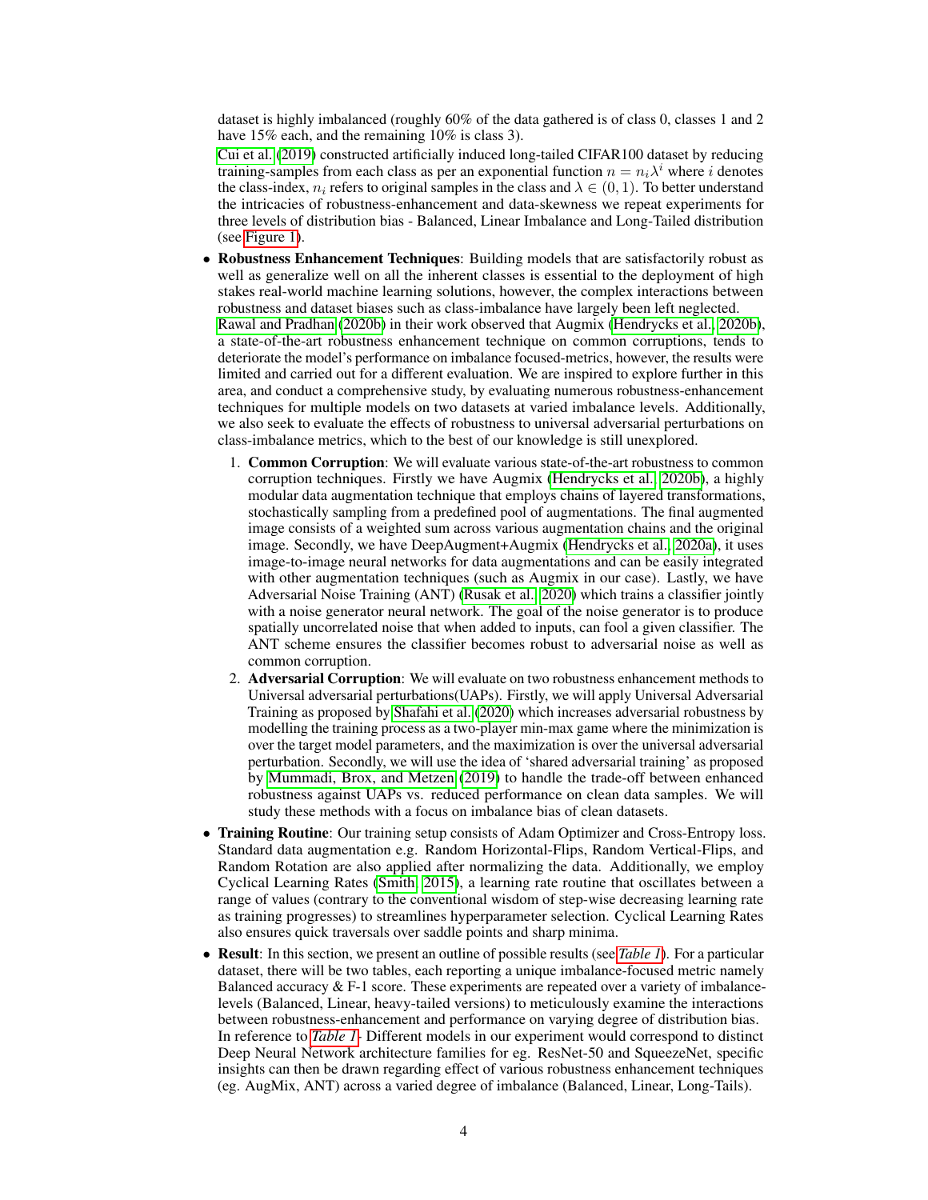dataset is highly imbalanced (roughly 60% of the data gathered is of class 0, classes 1 and 2 have 15% each, and the remaining 10% is class 3).

Cui et al. (2019) constructed artificially induced long-tailed CIFAR100 dataset by reducing training-samples from each class as per an exponential function $n = n_i \lambda^i$ where $i$ denotes the class-index, $n_i$ refers to original samples in the class and $\lambda \in (0, 1)$. To better understand the intricacies of robustness-enhancement and data-skewness we repeat experiments for three levels of distribution bias - Balanced, Linear Imbalance and Long-Tailed distribution (see Figure 1).

- **Robustness Enhancement Techniques**: Building models that are satisfactorily robust as well as generalize well on all the inherent classes is essential to the deployment of high stakes real-world machine learning solutions, however, the complex interactions between robustness and dataset biases such as class-imbalance have largely been left neglected.
  Rawal and Pradhan (2020b) in their work observed that Augmix (Hendrycks et al., 2020b), a state-of-the-art robustness enhancement technique on common corruptions, tends to deteriorate the model's performance on imbalance focused-metrics, however, the results were limited and carried out for a different evaluation. We are inspired to explore further in this area, and conduct a comprehensive study, by evaluating numerous robustness-enhancement techniques for multiple models on two datasets at varied imbalance levels. Additionally, we also seek to evaluate the effects of robustness to universal adversarial perturbations on class-imbalance metrics, which to the best of our knowledge is still unexplored.
  1. **Common Corruption**: We will evaluate various state-of-the-art robustness to common corruption techniques. Firstly we have Augmix (Hendrycks et al., 2020b), a highly modular data augmentation technique that employs chains of layered transformations, stochastically sampling from a predefined pool of augmentations. The final augmented image consists of a weighted sum across various augmentation chains and the original image. Secondly, we have DeepAugment+Augmix (Hendrycks et al., 2020a), it uses image-to-image neural networks for data augmentations and can be easily integrated with other augmentation techniques (such as Augmix in our case). Lastly, we have Adversarial Noise Training (ANT) (Rusak et al., 2020) which trains a classifier jointly with a noise generator neural network. The goal of the noise generator is to produce spatially uncorrelated noise that when added to inputs, can fool a given classifier. The ANT scheme ensures the classifier becomes robust to adversarial noise as well as common corruption.
  2. **Adversarial Corruption**: We will evaluate on two robustness enhancement methods to Universal adversarial perturbations(UAPs). Firstly, we will apply Universal Adversarial Training as proposed by Shafahi et al. (2020) which increases adversarial robustness by modelling the training process as a two-player min-max game where the minimization is over the target model parameters, and the maximization is over the universal adversarial perturbation. Secondly, we will use the idea of 'shared adversarial training' as proposed by Mummadi, Brox, and Metzen (2019) to handle the trade-off between enhanced robustness against UAPs vs. reduced performance on clean data samples. We will study these methods with a focus on imbalance bias of clean datasets.
- **Training Routine**: Our training setup consists of Adam Optimizer and Cross-Entropy loss. Standard data augmentation e.g. Random Horizontal-Flips, Random Vertical-Flips, and Random Rotation are also applied after normalizing the data. Additionally, we employ Cyclical Learning Rates (Smith, 2015), a learning rate routine that oscillates between a range of values (contrary to the conventional wisdom of step-wise decreasing learning rate as training progresses) to streamlines hyperparameter selection. Cyclical Learning Rates also ensures quick traversals over saddle points and sharp minima.
- **Result**: In this section, we present an outline of possible results (see *Table 1*). For a particular dataset, there will be two tables, each reporting a unique imbalance-focused metric namely Balanced accuracy & F-1 score. These experiments are repeated over a variety of imbalance-levels (Balanced, Linear, heavy-tailed versions) to meticulously examine the interactions between robustness-enhancement and performance on varying degree of distribution bias. In reference to *Table 1*- Different models in our experiment would correspond to distinct Deep Neural Network architecture families for eg. ResNet-50 and SqueezeNet, specific insights can then be drawn regarding effect of various robustness enhancement techniques (eg. AugMix, ANT) across a varied degree of imbalance (Balanced, Linear, Long-Tails).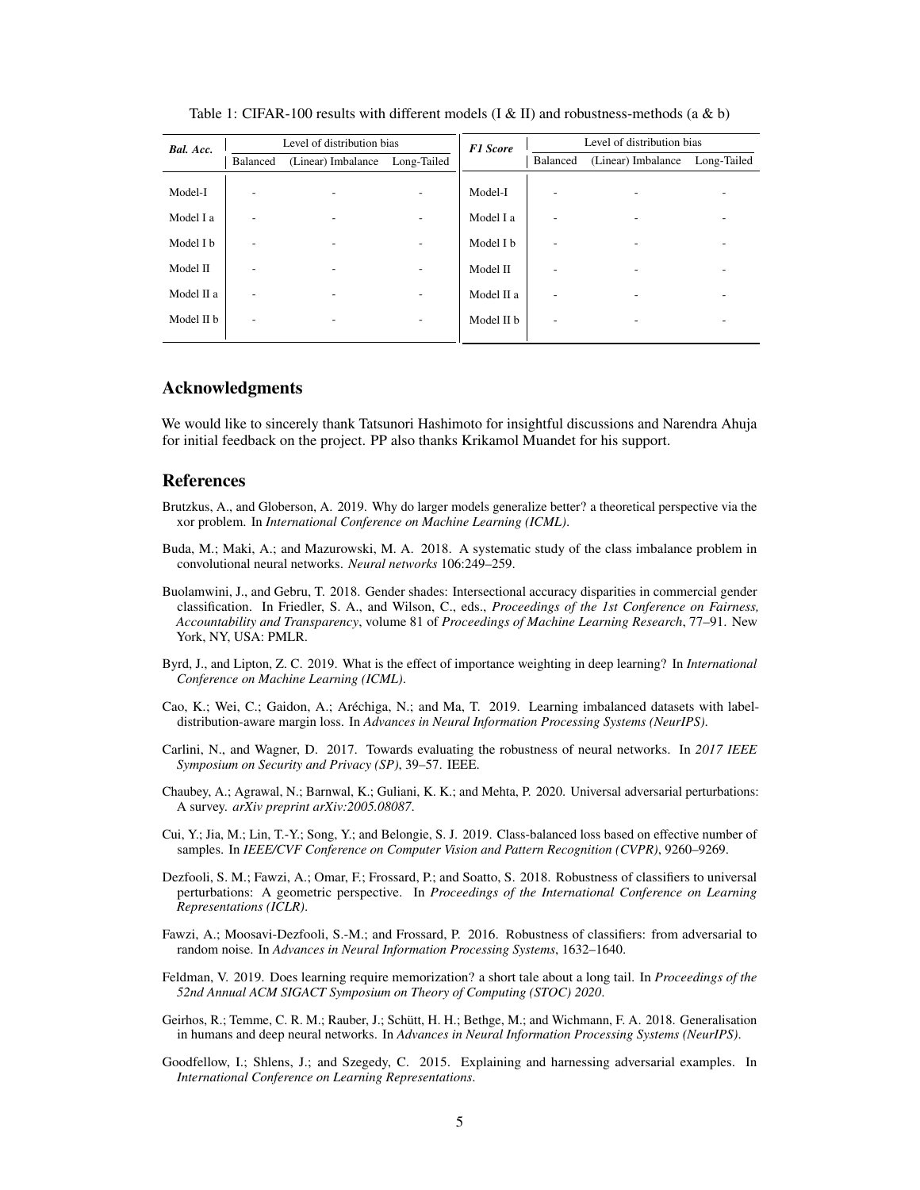Table 1: CIFAR-100 results with different models (I & II) and robustness-methods (a & b)

| ***Bal. Acc.*** | Level of distribution bias | | | ***F1 Score*** | Level of distribution bias | | |
|---|---|---|---|---|---|---|---|
| | Balanced | (Linear) Imbalance | Long-Tailed | | Balanced | (Linear) Imbalance | Long-Tailed |
| Model-I | - | - | - | Model-I | - | - | - |
| Model I a | - | - | - | Model I a | - | - | - |
| Model I b | - | - | - | Model I b | - | - | - |
| Model II | - | - | - | Model II | - | - | - |
| Model II a | - | - | - | Model II a | - | - | - |
| Model II b | - | - | - | Model II b | - | - | - |

## Acknowledgments

We would like to sincerely thank Tatsunori Hashimoto for insightful discussions and Narendra Ahuja for initial feedback on the project. PP also thanks Krikamol Muandet for his support.

## References

Brutzkus, A., and Globerson, A. 2019. Why do larger models generalize better? a theoretical perspective via the xor problem. In *International Conference on Machine Learning (ICML)*.

Buda, M.; Maki, A.; and Mazurowski, M. A. 2018. A systematic study of the class imbalance problem in convolutional neural networks. *Neural networks* 106:249–259.

Buolamwini, J., and Gebru, T. 2018. Gender shades: Intersectional accuracy disparities in commercial gender classification. In Friedler, S. A., and Wilson, C., eds., *Proceedings of the 1st Conference on Fairness, Accountability and Transparency*, volume 81 of *Proceedings of Machine Learning Research*, 77–91. New York, NY, USA: PMLR.

Byrd, J., and Lipton, Z. C. 2019. What is the effect of importance weighting in deep learning? In *International Conference on Machine Learning (ICML)*.

Cao, K.; Wei, C.; Gaidon, A.; Aréchiga, N.; and Ma, T. 2019. Learning imbalanced datasets with label-distribution-aware margin loss. In *Advances in Neural Information Processing Systems (NeurIPS)*.

Carlini, N., and Wagner, D. 2017. Towards evaluating the robustness of neural networks. In *2017 IEEE Symposium on Security and Privacy (SP)*, 39–57. IEEE.

Chaubey, A.; Agrawal, N.; Barnwal, K.; Guliani, K. K.; and Mehta, P. 2020. Universal adversarial perturbations: A survey. *arXiv preprint arXiv:2005.08087*.

Cui, Y.; Jia, M.; Lin, T.-Y.; Song, Y.; and Belongie, S. J. 2019. Class-balanced loss based on effective number of samples. In *IEEE/CVF Conference on Computer Vision and Pattern Recognition (CVPR)*, 9260–9269.

Dezfooli, S. M.; Fawzi, A.; Omar, F.; Frossard, P.; and Soatto, S. 2018. Robustness of classifiers to universal perturbations: A geometric perspective. In *Proceedings of the International Conference on Learning Representations (ICLR)*.

Fawzi, A.; Moosavi-Dezfooli, S.-M.; and Frossard, P. 2016. Robustness of classifiers: from adversarial to random noise. In *Advances in Neural Information Processing Systems*, 1632–1640.

Feldman, V. 2019. Does learning require memorization? a short tale about a long tail. In *Proceedings of the 52nd Annual ACM SIGACT Symposium on Theory of Computing (STOC) 2020*.

Geirhos, R.; Temme, C. R. M.; Rauber, J.; Schütt, H. H.; Bethge, M.; and Wichmann, F. A. 2018. Generalisation in humans and deep neural networks. In *Advances in Neural Information Processing Systems (NeurIPS)*.

Goodfellow, I.; Shlens, J.; and Szegedy, C. 2015. Explaining and harnessing adversarial examples. In *International Conference on Learning Representations*.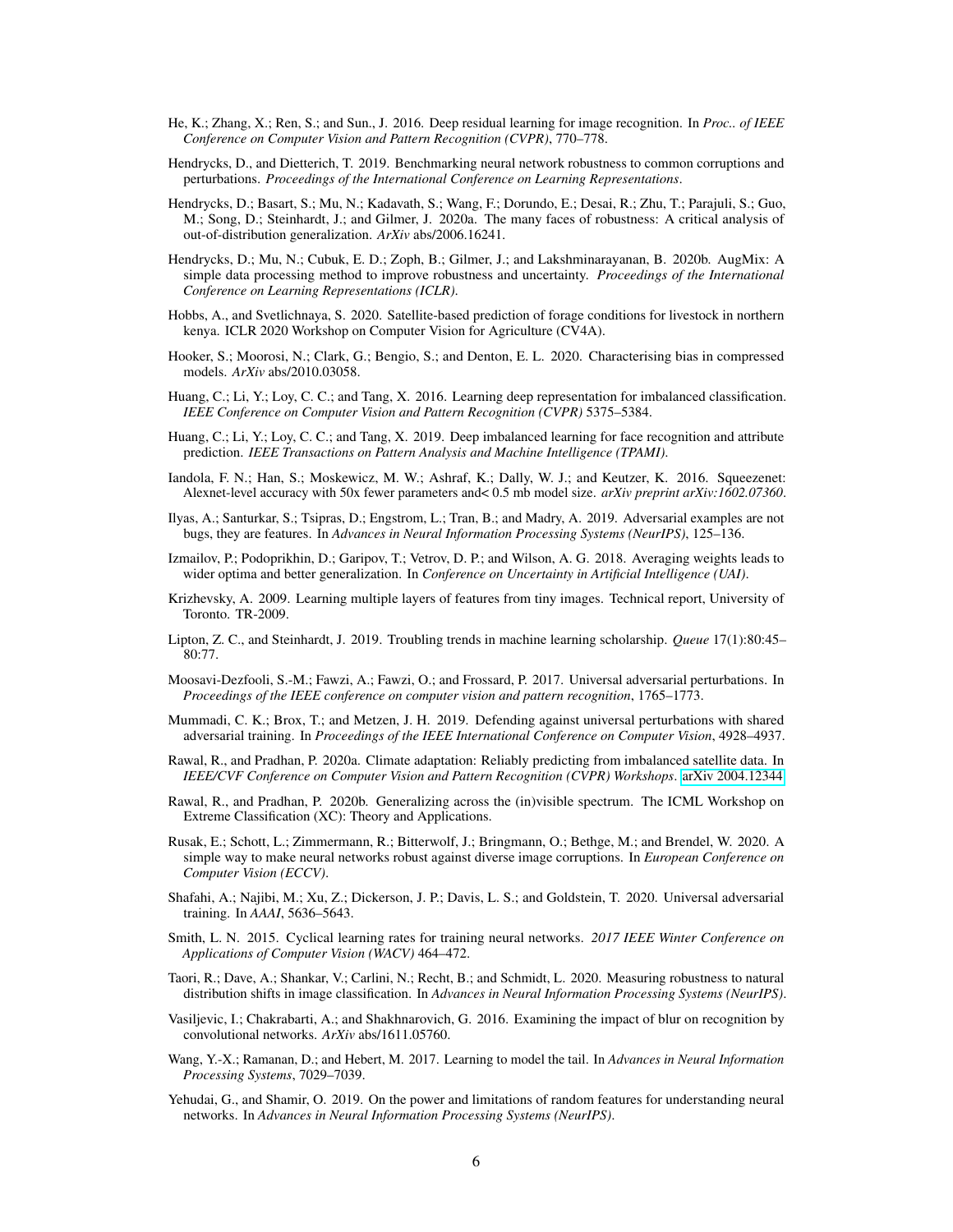He, K.; Zhang, X.; Ren, S.; and Sun., J. 2016. Deep residual learning for image recognition. In *Proc.. of IEEE Conference on Computer Vision and Pattern Recognition (CVPR)*, 770–778.

Hendrycks, D., and Dietterich, T. 2019. Benchmarking neural network robustness to common corruptions and perturbations. *Proceedings of the International Conference on Learning Representations*.

Hendrycks, D.; Basart, S.; Mu, N.; Kadavath, S.; Wang, F.; Dorundo, E.; Desai, R.; Zhu, T.; Parajuli, S.; Guo, M.; Song, D.; Steinhardt, J.; and Gilmer, J. 2020a. The many faces of robustness: A critical analysis of out-of-distribution generalization. *ArXiv* abs/2006.16241.

Hendrycks, D.; Mu, N.; Cubuk, E. D.; Zoph, B.; Gilmer, J.; and Lakshminarayanan, B. 2020b. AugMix: A simple data processing method to improve robustness and uncertainty. *Proceedings of the International Conference on Learning Representations (ICLR)*.

Hobbs, A., and Svetlichnaya, S. 2020. Satellite-based prediction of forage conditions for livestock in northern kenya. ICLR 2020 Workshop on Computer Vision for Agriculture (CV4A).

Hooker, S.; Moorosi, N.; Clark, G.; Bengio, S.; and Denton, E. L. 2020. Characterising bias in compressed models. *ArXiv* abs/2010.03058.

Huang, C.; Li, Y.; Loy, C. C.; and Tang, X. 2016. Learning deep representation for imbalanced classification. *IEEE Conference on Computer Vision and Pattern Recognition (CVPR)* 5375–5384.

Huang, C.; Li, Y.; Loy, C. C.; and Tang, X. 2019. Deep imbalanced learning for face recognition and attribute prediction. *IEEE Transactions on Pattern Analysis and Machine Intelligence (TPAMI)*.

Iandola, F. N.; Han, S.; Moskewicz, M. W.; Ashraf, K.; Dally, W. J.; and Keutzer, K. 2016. Squeezenet: Alexnet-level accuracy with 50x fewer parameters and< 0.5 mb model size. *arXiv preprint arXiv:1602.07360*.

Ilyas, A.; Santurkar, S.; Tsipras, D.; Engstrom, L.; Tran, B.; and Madry, A. 2019. Adversarial examples are not bugs, they are features. In *Advances in Neural Information Processing Systems (NeurIPS)*, 125–136.

Izmailov, P.; Podoprikhin, D.; Garipov, T.; Vetrov, D. P.; and Wilson, A. G. 2018. Averaging weights leads to wider optima and better generalization. In *Conference on Uncertainty in Artificial Intelligence (UAI)*.

Krizhevsky, A. 2009. Learning multiple layers of features from tiny images. Technical report, University of Toronto. TR-2009.

Lipton, Z. C., and Steinhardt, J. 2019. Troubling trends in machine learning scholarship. *Queue* 17(1):80:45–80:77.

Moosavi-Dezfooli, S.-M.; Fawzi, A.; Fawzi, O.; and Frossard, P. 2017. Universal adversarial perturbations. In *Proceedings of the IEEE conference on computer vision and pattern recognition*, 1765–1773.

Mummadi, C. K.; Brox, T.; and Metzen, J. H. 2019. Defending against universal perturbations with shared adversarial training. In *Proceedings of the IEEE International Conference on Computer Vision*, 4928–4937.

Rawal, R., and Pradhan, P. 2020a. Climate adaptation: Reliably predicting from imbalanced satellite data. In *IEEE/CVF Conference on Computer Vision and Pattern Recognition (CVPR) Workshops*. arXiv 2004.12344.

Rawal, R., and Pradhan, P. 2020b. Generalizing across the (in)visible spectrum. The ICML Workshop on Extreme Classification (XC): Theory and Applications.

Rusak, E.; Schott, L.; Zimmermann, R.; Bitterwolf, J.; Bringmann, O.; Bethge, M.; and Brendel, W. 2020. A simple way to make neural networks robust against diverse image corruptions. In *European Conference on Computer Vision (ECCV)*.

Shafahi, A.; Najibi, M.; Xu, Z.; Dickerson, J. P.; Davis, L. S.; and Goldstein, T. 2020. Universal adversarial training. In *AAAI*, 5636–5643.

Smith, L. N. 2015. Cyclical learning rates for training neural networks. *2017 IEEE Winter Conference on Applications of Computer Vision (WACV)* 464–472.

Taori, R.; Dave, A.; Shankar, V.; Carlini, N.; Recht, B.; and Schmidt, L. 2020. Measuring robustness to natural distribution shifts in image classification. In *Advances in Neural Information Processing Systems (NeurIPS)*.

Vasiljevic, I.; Chakrabarti, A.; and Shakhnarovich, G. 2016. Examining the impact of blur on recognition by convolutional networks. *ArXiv* abs/1611.05760.

Wang, Y.-X.; Ramanan, D.; and Hebert, M. 2017. Learning to model the tail. In *Advances in Neural Information Processing Systems*, 7029–7039.

Yehudai, G., and Shamir, O. 2019. On the power and limitations of random features for understanding neural networks. In *Advances in Neural Information Processing Systems (NeurIPS)*.